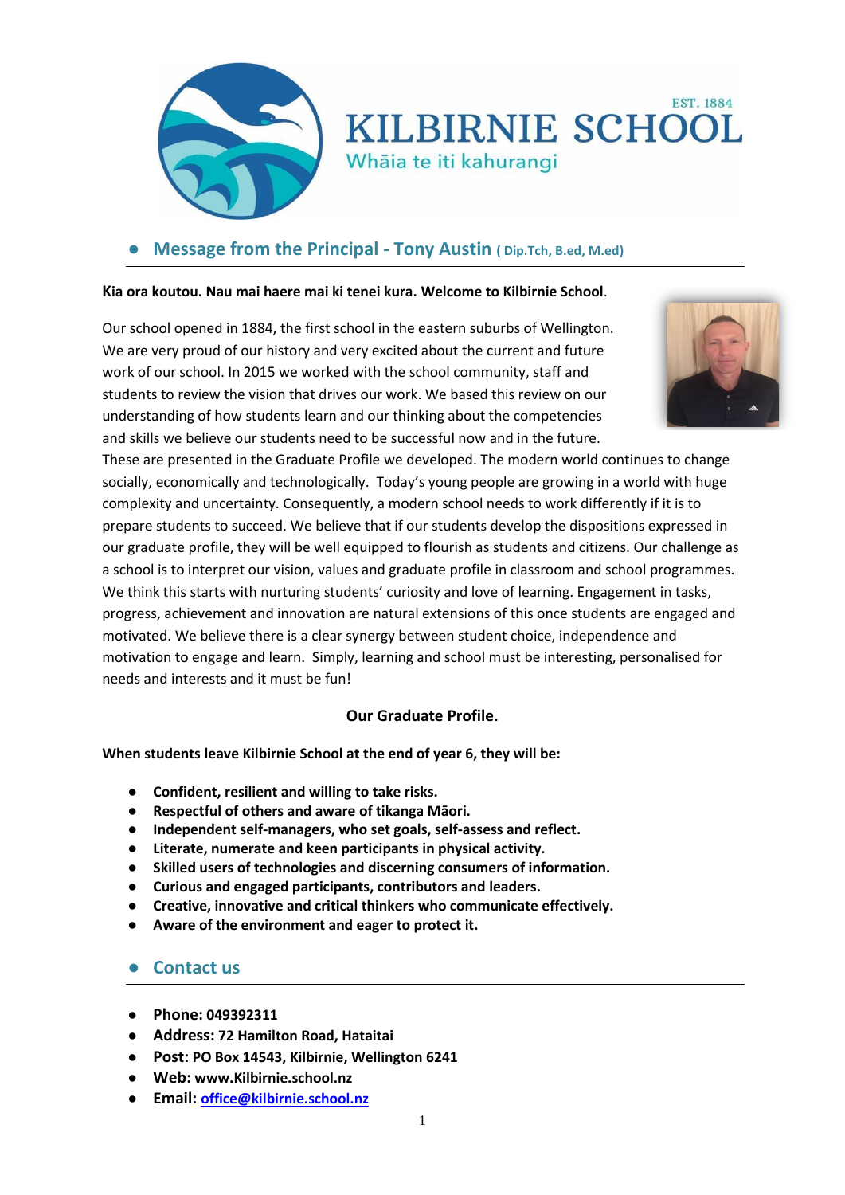EST. 1884

# KILBIRNIE SCHOOL

Whāia te iti kahurangi

## Message from the Principal - Tony Austin ( Dip.Tch, B.ed, M.ed)

**Kia ora koutou. Nau mai haere mai ki tenei kura. Welcome to Kilbirnie School**.

Our school opened in 1884, the first school in the eastern suburbs of Wellington. We are very proud of our history and very excited about the current and future work of our school. In 2015 we worked with the school community, staff and students to review the vision that drives our work. We based this review on our understanding of how students learn and our thinking about the competencies and skills we believe our students need to be successful now and in the future. These are presented in the Graduate Profile we developed. The modern world continues to change socially, economically and technologically. Today's young people are growing in a world with huge complexity and uncertainty. Consequently, a modern school needs to work differently if it is to prepare students to succeed. We believe that if our students develop the dispositions expressed in our graduate profile, they will be well equipped to flourish as students and citizens. Our challenge as a school is to interpret our vision, values and graduate profile in classroom and school programmes. We think this starts with nurturing students' curiosity and love of learning. Engagement in tasks, progress, achievement and innovation are natural extensions of this once students are engaged and motivated. We believe there is a clear synergy between student choice, independence and motivation to engage and learn. Simply, learning and school must be interesting, personalised for needs and interests and it must be fun!

**Our Graduate Profile.**

**When students leave Kilbirnie School at the end of year 6, they will be:**

- **Confident, resilient and willing to take risks.**
- **Respectful of others and aware of tikanga Māori.**
- **Independent self-managers, who set goals, self-assess and reflect.**
- **Literate, numerate and keen participants in physical activity.**
- **Skilled users of technologies and discerning consumers of information.**
- **Curious and engaged participants, contributors and leaders.**
- **Creative, innovative and critical thinkers who communicate effectively.**
- **Aware of the environment and eager to protect it.**

## Contact us

- **Phone: 049392311**
- **Address: 72 Hamilton Road, Hataitai**
- **Post: PO Box 14543, Kilbirnie, Wellington 6241**
- **Web: www.Kilbirnie.school.nz**
- **Email: office@kilbirnie.school.nz**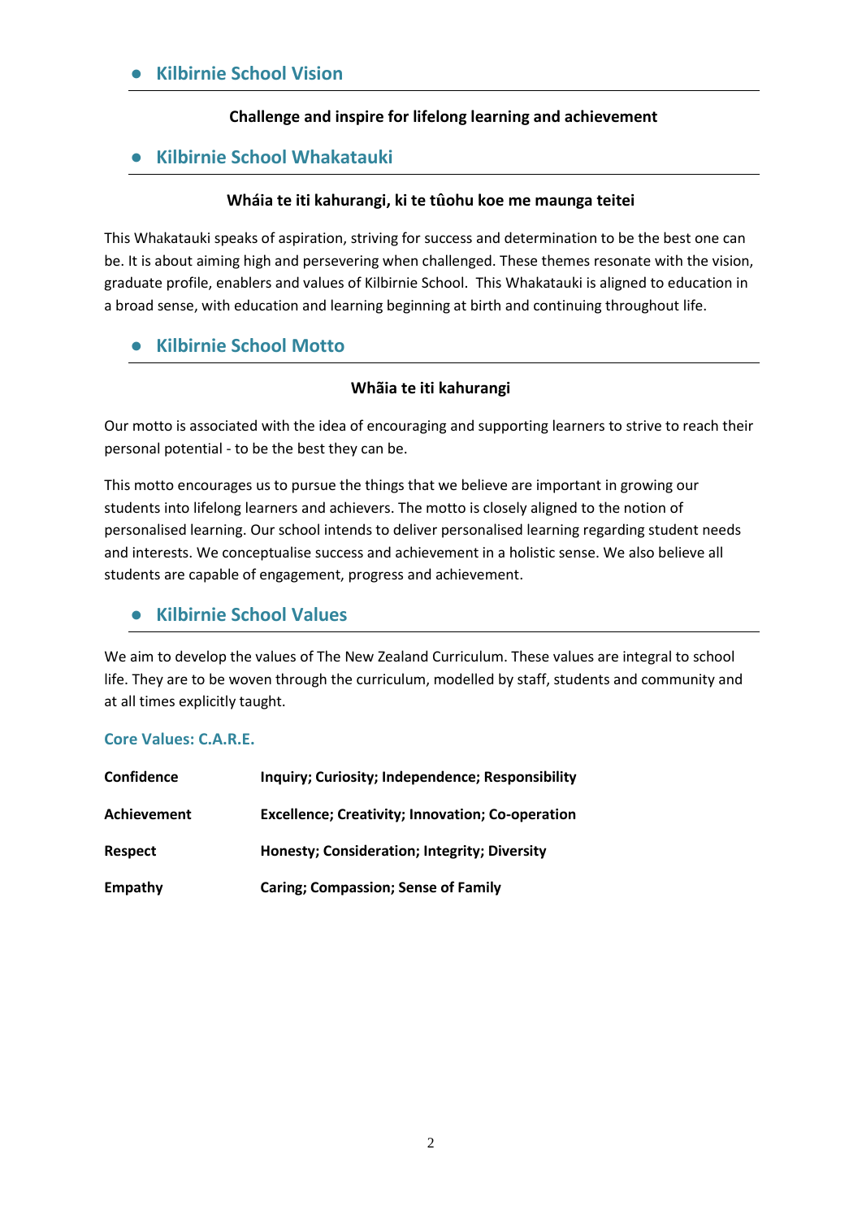## Kilbirnie School Vision

**Challenge and inspire for lifelong learning and achievement**

## Kilbirnie School Whakatauki

**Wháia te iti kahurangi, ki te tûohu koe me maunga teitei**

This Whakatauki speaks of aspiration, striving for success and determination to be the best one can be. It is about aiming high and persevering when challenged. These themes resonate with the vision, graduate profile, enablers and values of Kilbirnie School. This Whakatauki is aligned to education in a broad sense, with education and learning beginning at birth and continuing throughout life.

## Kilbirnie School Motto

**Whãia te iti kahurangi**

Our motto is associated with the idea of encouraging and supporting learners to strive to reach their personal potential - to be the best they can be.

This motto encourages us to pursue the things that we believe are important in growing our students into lifelong learners and achievers. The motto is closely aligned to the notion of personalised learning. Our school intends to deliver personalised learning regarding student needs and interests. We conceptualise success and achievement in a holistic sense. We also believe all students are capable of engagement, progress and achievement.

## Kilbirnie School Values

We aim to develop the values of The New Zealand Curriculum. These values are integral to school life. They are to be woven through the curriculum, modelled by staff, students and community and at all times explicitly taught.

### Core Values: C.A.R.E.

| | |
|---|---|
| **Confidence** | **Inquiry; Curiosity; Independence; Responsibility** |
| **Achievement** | **Excellence; Creativity; Innovation; Co-operation** |
| **Respect** | **Honesty; Consideration; Integrity; Diversity** |
| **Empathy** | **Caring; Compassion; Sense of Family** |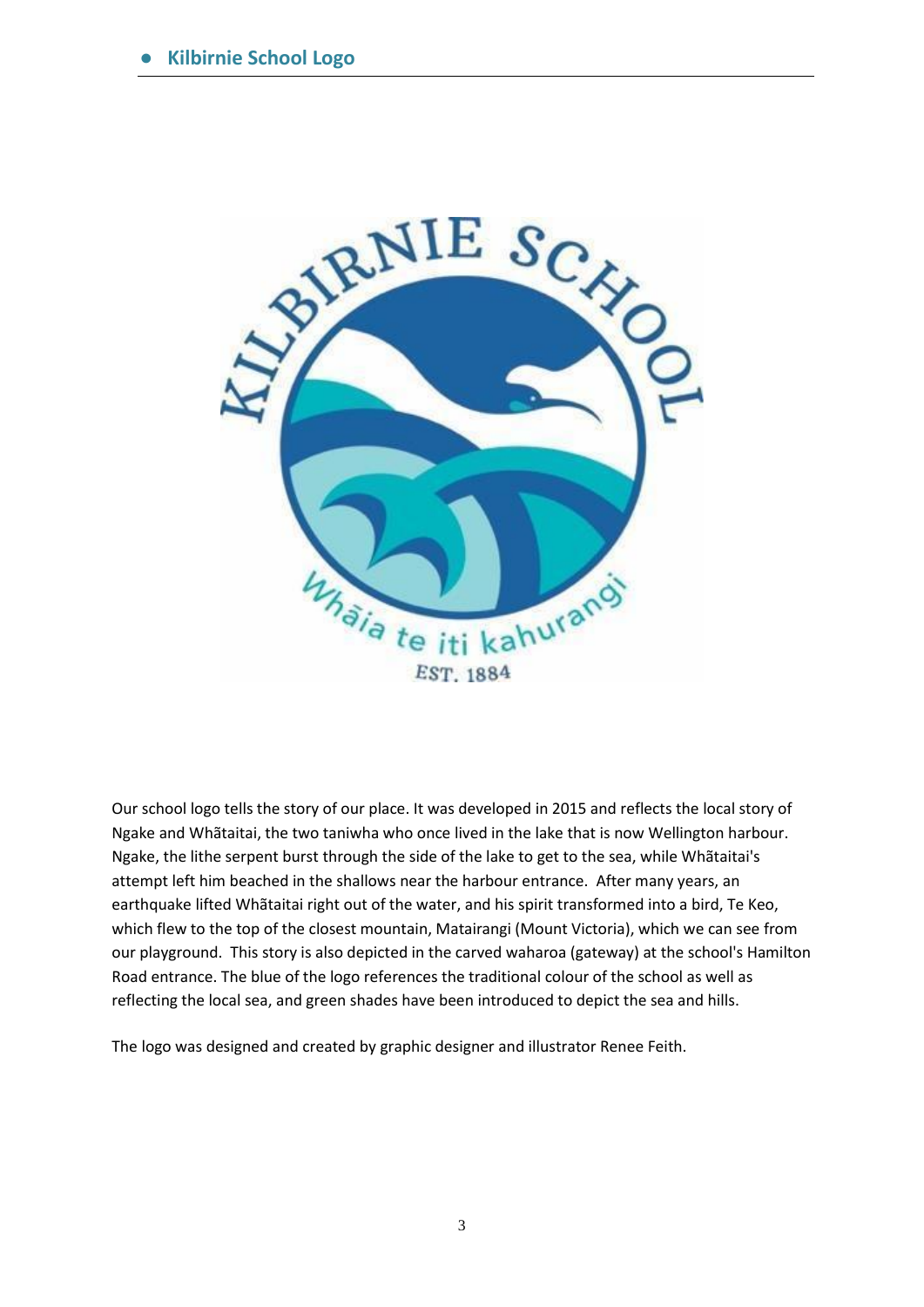## Kilbirnie School Logo

Our school logo tells the story of our place. It was developed in 2015 and reflects the local story of Ngake and Whãtaitai, the two taniwha who once lived in the lake that is now Wellington harbour. Ngake, the lithe serpent burst through the side of the lake to get to the sea, while Whãtaitai's attempt left him beached in the shallows near the harbour entrance. After many years, an earthquake lifted Whãtaitai right out of the water, and his spirit transformed into a bird, Te Keo, which flew to the top of the closest mountain, Matairangi (Mount Victoria), which we can see from our playground. This story is also depicted in the carved waharoa (gateway) at the school's Hamilton Road entrance. The blue of the logo references the traditional colour of the school as well as reflecting the local sea, and green shades have been introduced to depict the sea and hills.

The logo was designed and created by graphic designer and illustrator Renee Feith.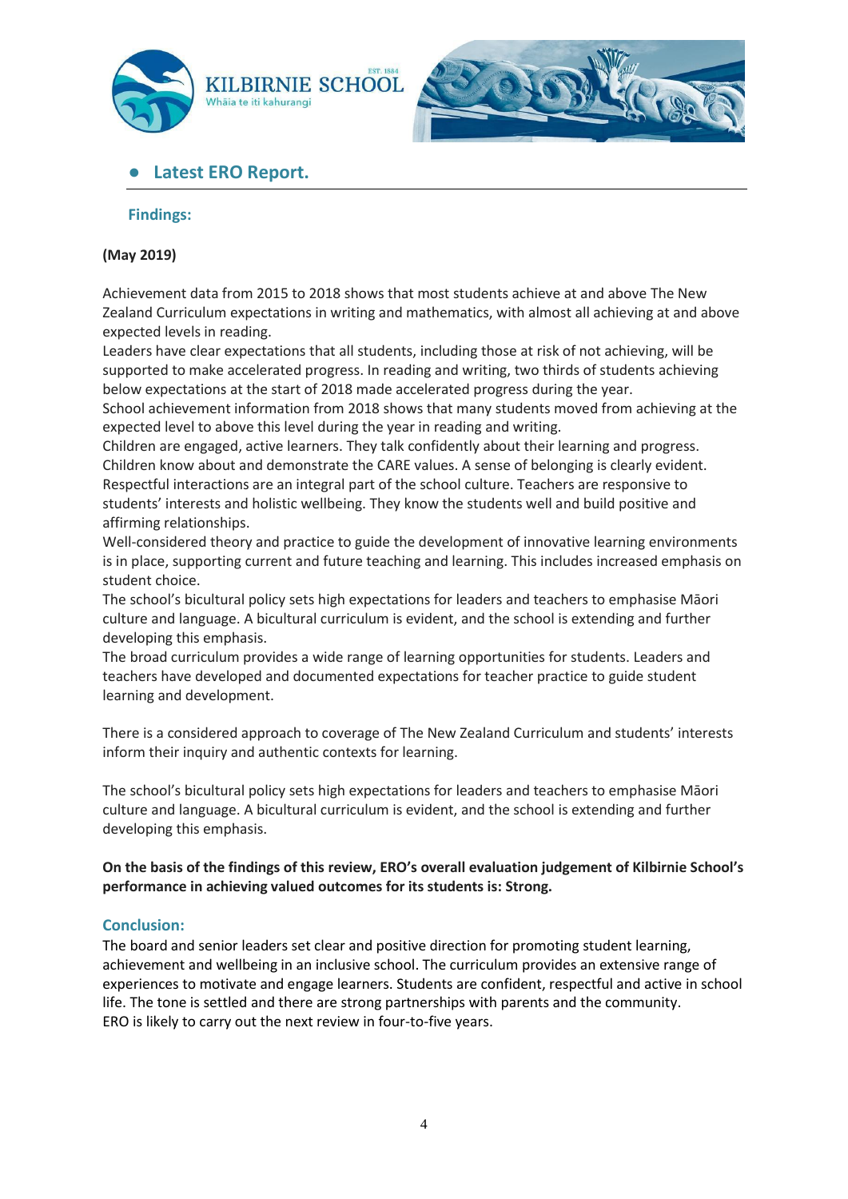- **Latest ERO Report.**

### Findings:

**(May 2019)**

Achievement data from 2015 to 2018 shows that most students achieve at and above The New Zealand Curriculum expectations in writing and mathematics, with almost all achieving at and above expected levels in reading.
Leaders have clear expectations that all students, including those at risk of not achieving, will be supported to make accelerated progress. In reading and writing, two thirds of students achieving below expectations at the start of 2018 made accelerated progress during the year.
School achievement information from 2018 shows that many students moved from achieving at the expected level to above this level during the year in reading and writing.
Children are engaged, active learners. They talk confidently about their learning and progress. Children know about and demonstrate the CARE values. A sense of belonging is clearly evident. Respectful interactions are an integral part of the school culture. Teachers are responsive to students' interests and holistic wellbeing. They know the students well and build positive and affirming relationships.
Well-considered theory and practice to guide the development of innovative learning environments is in place, supporting current and future teaching and learning. This includes increased emphasis on student choice.
The school's bicultural policy sets high expectations for leaders and teachers to emphasise Māori culture and language. A bicultural curriculum is evident, and the school is extending and further developing this emphasis.
The broad curriculum provides a wide range of learning opportunities for students. Leaders and teachers have developed and documented expectations for teacher practice to guide student learning and development.

There is a considered approach to coverage of The New Zealand Curriculum and students' interests inform their inquiry and authentic contexts for learning.

The school's bicultural policy sets high expectations for leaders and teachers to emphasise Māori culture and language. A bicultural curriculum is evident, and the school is extending and further developing this emphasis.

**On the basis of the findings of this review, ERO's overall evaluation judgement of Kilbirnie School's performance in achieving valued outcomes for its students is: Strong.**

### Conclusion:

The board and senior leaders set clear and positive direction for promoting student learning, achievement and wellbeing in an inclusive school. The curriculum provides an extensive range of experiences to motivate and engage learners. Students are confident, respectful and active in school life. The tone is settled and there are strong partnerships with parents and the community.
ERO is likely to carry out the next review in four-to-five years.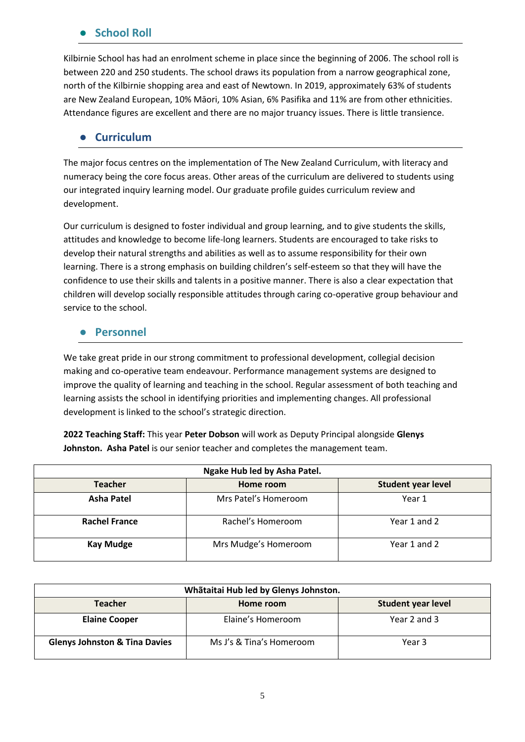## School Roll

Kilbirnie School has had an enrolment scheme in place since the beginning of 2006. The school roll is between 220 and 250 students. The school draws its population from a narrow geographical zone, north of the Kilbirnie shopping area and east of Newtown. In 2019, approximately 63% of students are New Zealand European, 10% Māori, 10% Asian, 6% Pasifika and 11% are from other ethnicities. Attendance figures are excellent and there are no major truancy issues. There is little transience.

## Curriculum

The major focus centres on the implementation of The New Zealand Curriculum, with literacy and numeracy being the core focus areas. Other areas of the curriculum are delivered to students using our integrated inquiry learning model. Our graduate profile guides curriculum review and development.

Our curriculum is designed to foster individual and group learning, and to give students the skills, attitudes and knowledge to become life-long learners. Students are encouraged to take risks to develop their natural strengths and abilities as well as to assume responsibility for their own learning. There is a strong emphasis on building children's self-esteem so that they will have the confidence to use their skills and talents in a positive manner. There is also a clear expectation that children will develop socially responsible attitudes through caring co-operative group behaviour and service to the school.

## Personnel

We take great pride in our strong commitment to professional development, collegial decision making and co-operative team endeavour. Performance management systems are designed to improve the quality of learning and teaching in the school. Regular assessment of both teaching and learning assists the school in identifying priorities and implementing changes. All professional development is linked to the school's strategic direction.

**2022 Teaching Staff:** This year **Peter Dobson** will work as Deputy Principal alongside **Glenys Johnston. Asha Patel** is our senior teacher and completes the management team.

| Ngake Hub led by Asha Patel. | | |
|---|---|---|
| **Teacher** | **Home room** | **Student year level** |
| **Asha Patel** | Mrs Patel's Homeroom | Year 1 |
| **Rachel France** | Rachel's Homeroom | Year 1 and 2 |
| **Kay Mudge** | Mrs Mudge's Homeroom | Year 1 and 2 |

| Whātaitai Hub led by Glenys Johnston. | | |
|---|---|---|
| **Teacher** | **Home room** | **Student year level** |
| **Elaine Cooper** | Elaine's Homeroom | Year 2 and 3 |
| **Glenys Johnston & Tina Davies** | Ms J's & Tina's Homeroom | Year 3 |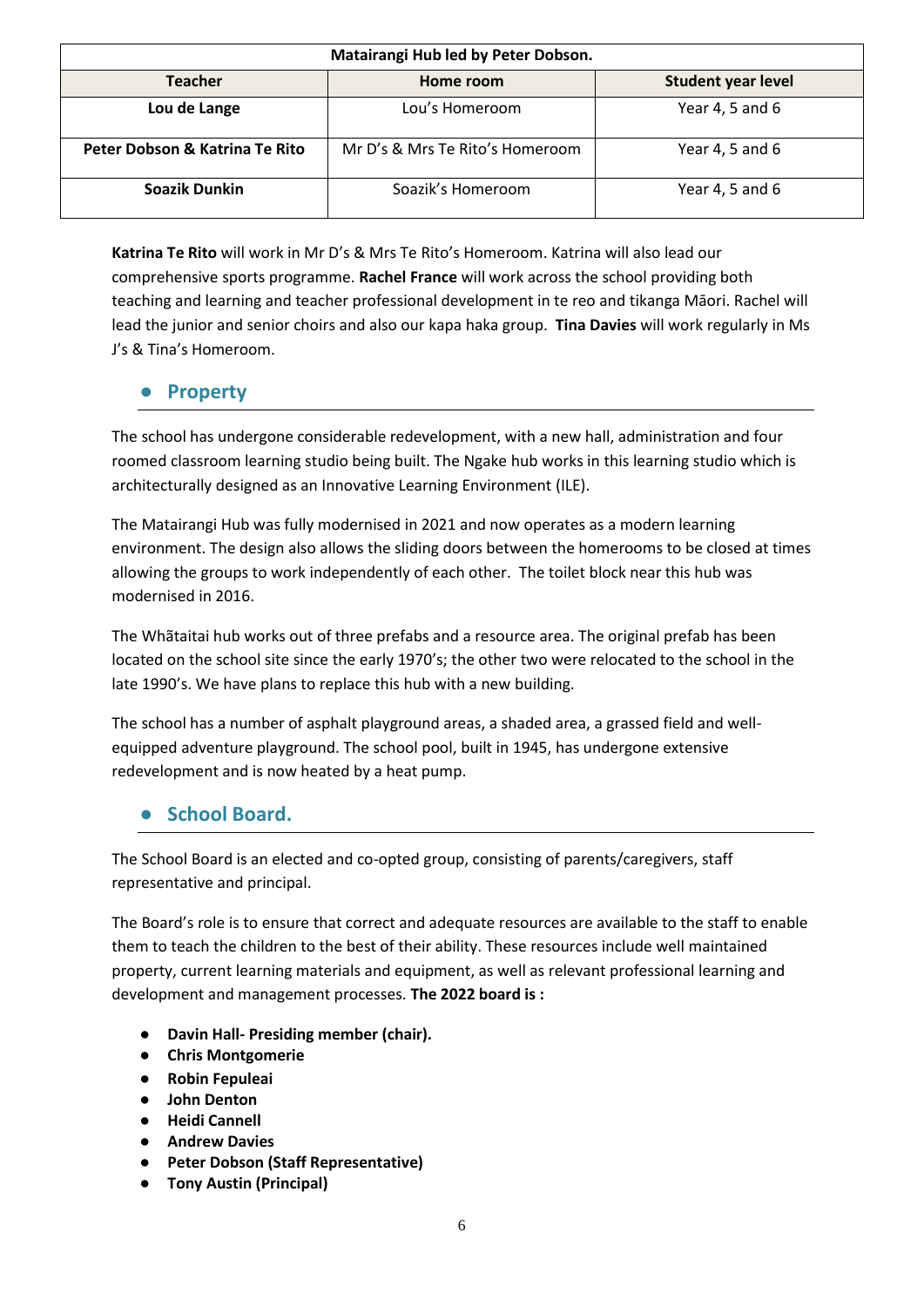| Matairangi Hub led by Peter Dobson. | | |
|---|---|---|
| **Teacher** | **Home room** | **Student year level** |
| **Lou de Lange** | Lou's Homeroom | Year 4, 5 and 6 |
| **Peter Dobson & Katrina Te Rito** | Mr D's & Mrs Te Rito's Homeroom | Year 4, 5 and 6 |
| **Soazik Dunkin** | Soazik's Homeroom | Year 4, 5 and 6 |

**Katrina Te Rito** will work in Mr D's & Mrs Te Rito's Homeroom. Katrina will also lead our comprehensive sports programme. **Rachel France** will work across the school providing both teaching and learning and teacher professional development in te reo and tikanga Māori. Rachel will lead the junior and senior choirs and also our kapa haka group. **Tina Davies** will work regularly in Ms J's & Tina's Homeroom.

## Property

The school has undergone considerable redevelopment, with a new hall, administration and four roomed classroom learning studio being built. The Ngake hub works in this learning studio which is architecturally designed as an Innovative Learning Environment (ILE).

The Matairangi Hub was fully modernised in 2021 and now operates as a modern learning environment. The design also allows the sliding doors between the homerooms to be closed at times allowing the groups to work independently of each other. The toilet block near this hub was modernised in 2016.

The Whātaitai hub works out of three prefabs and a resource area. The original prefab has been located on the school site since the early 1970's; the other two were relocated to the school in the late 1990's. We have plans to replace this hub with a new building.

The school has a number of asphalt playground areas, a shaded area, a grassed field and well-equipped adventure playground. The school pool, built in 1945, has undergone extensive redevelopment and is now heated by a heat pump.

## School Board.

The School Board is an elected and co-opted group, consisting of parents/caregivers, staff representative and principal.

The Board's role is to ensure that correct and adequate resources are available to the staff to enable them to teach the children to the best of their ability. These resources include well maintained property, current learning materials and equipment, as well as relevant professional learning and development and management processes. **The 2022 board is :**

- **Davin Hall- Presiding member (chair).**
- **Chris Montgomerie**
- **Robin Fepuleai**
- **John Denton**
- **Heidi Cannell**
- **Andrew Davies**
- **Peter Dobson (Staff Representative)**
- **Tony Austin (Principal)**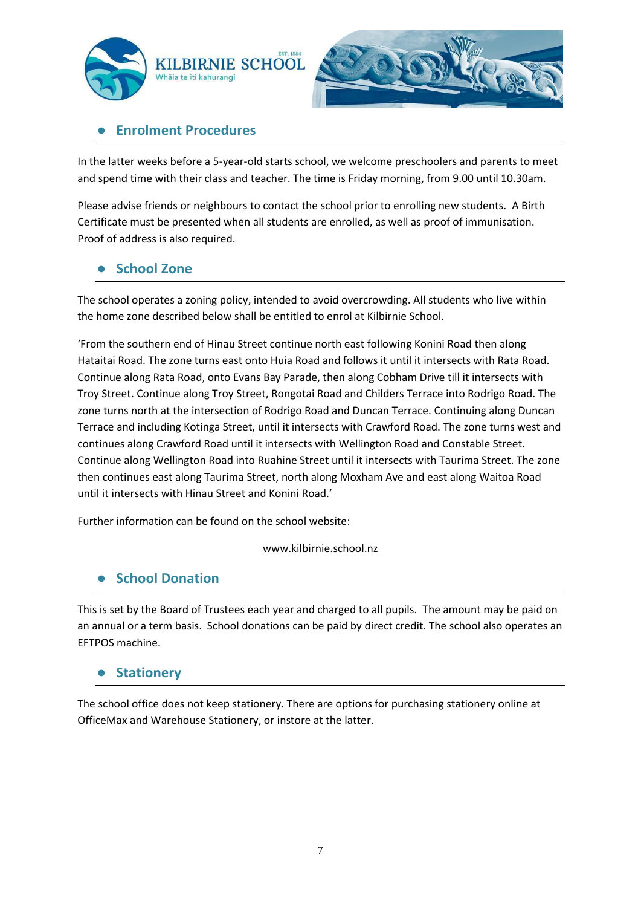## Enrolment Procedures

In the latter weeks before a 5-year-old starts school, we welcome preschoolers and parents to meet and spend time with their class and teacher. The time is Friday morning, from 9.00 until 10.30am.

Please advise friends or neighbours to contact the school prior to enrolling new students. A Birth Certificate must be presented when all students are enrolled, as well as proof of immunisation. Proof of address is also required.

## School Zone

The school operates a zoning policy, intended to avoid overcrowding. All students who live within the home zone described below shall be entitled to enrol at Kilbirnie School.

'From the southern end of Hinau Street continue north east following Konini Road then along Hataitai Road. The zone turns east onto Huia Road and follows it until it intersects with Rata Road. Continue along Rata Road, onto Evans Bay Parade, then along Cobham Drive till it intersects with Troy Street. Continue along Troy Street, Rongotai Road and Childers Terrace into Rodrigo Road. The zone turns north at the intersection of Rodrigo Road and Duncan Terrace. Continuing along Duncan Terrace and including Kotinga Street, until it intersects with Crawford Road. The zone turns west and continues along Crawford Road until it intersects with Wellington Road and Constable Street. Continue along Wellington Road into Ruahine Street until it intersects with Taurima Street. The zone then continues east along Taurima Street, north along Moxham Ave and east along Waitoa Road until it intersects with Hinau Street and Konini Road.'

Further information can be found on the school website:

www.kilbirnie.school.nz

## School Donation

This is set by the Board of Trustees each year and charged to all pupils. The amount may be paid on an annual or a term basis. School donations can be paid by direct credit. The school also operates an EFTPOS machine.

## Stationery

The school office does not keep stationery. There are options for purchasing stationery online at OfficeMax and Warehouse Stationery, or instore at the latter.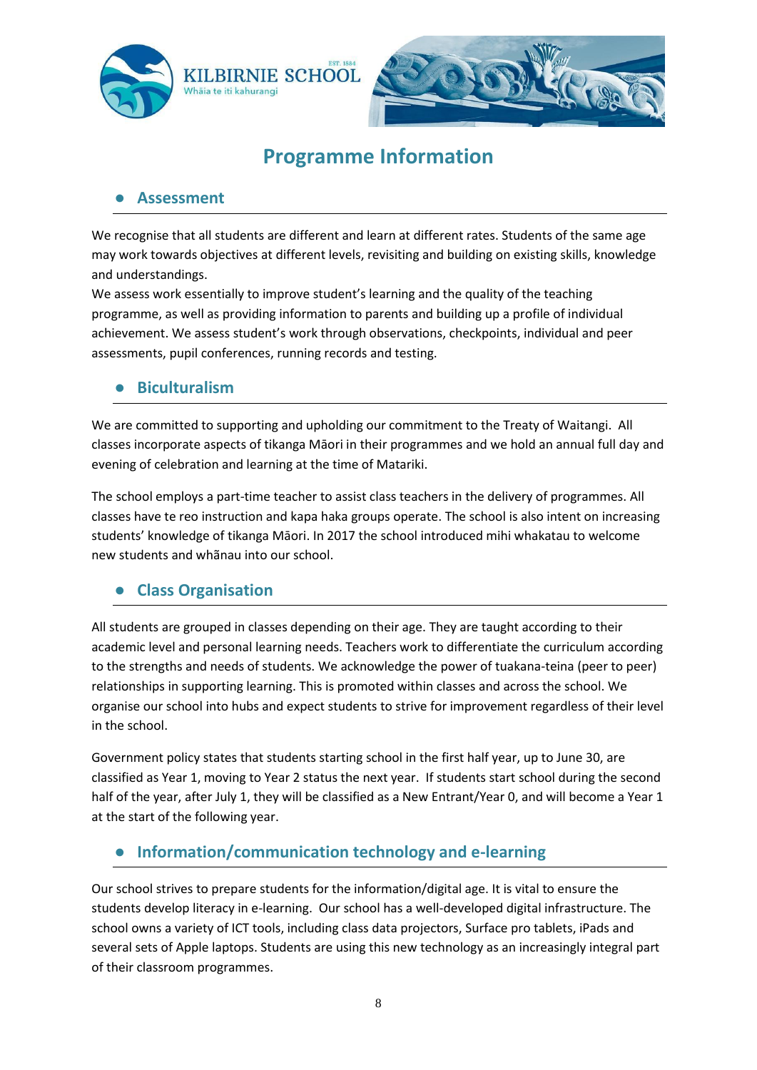# Programme Information

## Assessment

We recognise that all students are different and learn at different rates. Students of the same age may work towards objectives at different levels, revisiting and building on existing skills, knowledge and understandings.

We assess work essentially to improve student's learning and the quality of the teaching programme, as well as providing information to parents and building up a profile of individual achievement. We assess student's work through observations, checkpoints, individual and peer assessments, pupil conferences, running records and testing.

## Biculturalism

We are committed to supporting and upholding our commitment to the Treaty of Waitangi. All classes incorporate aspects of tikanga Māori in their programmes and we hold an annual full day and evening of celebration and learning at the time of Matariki.

The school employs a part-time teacher to assist class teachers in the delivery of programmes. All classes have te reo instruction and kapa haka groups operate. The school is also intent on increasing students' knowledge of tikanga Māori. In 2017 the school introduced mihi whakatau to welcome new students and whãnau into our school.

## Class Organisation

All students are grouped in classes depending on their age. They are taught according to their academic level and personal learning needs. Teachers work to differentiate the curriculum according to the strengths and needs of students. We acknowledge the power of tuakana-teina (peer to peer) relationships in supporting learning. This is promoted within classes and across the school. We organise our school into hubs and expect students to strive for improvement regardless of their level in the school.

Government policy states that students starting school in the first half year, up to June 30, are classified as Year 1, moving to Year 2 status the next year. If students start school during the second half of the year, after July 1, they will be classified as a New Entrant/Year 0, and will become a Year 1 at the start of the following year.

## Information/communication technology and e-learning

Our school strives to prepare students for the information/digital age. It is vital to ensure the students develop literacy in e-learning. Our school has a well-developed digital infrastructure. The school owns a variety of ICT tools, including class data projectors, Surface pro tablets, iPads and several sets of Apple laptops. Students are using this new technology as an increasingly integral part of their classroom programmes.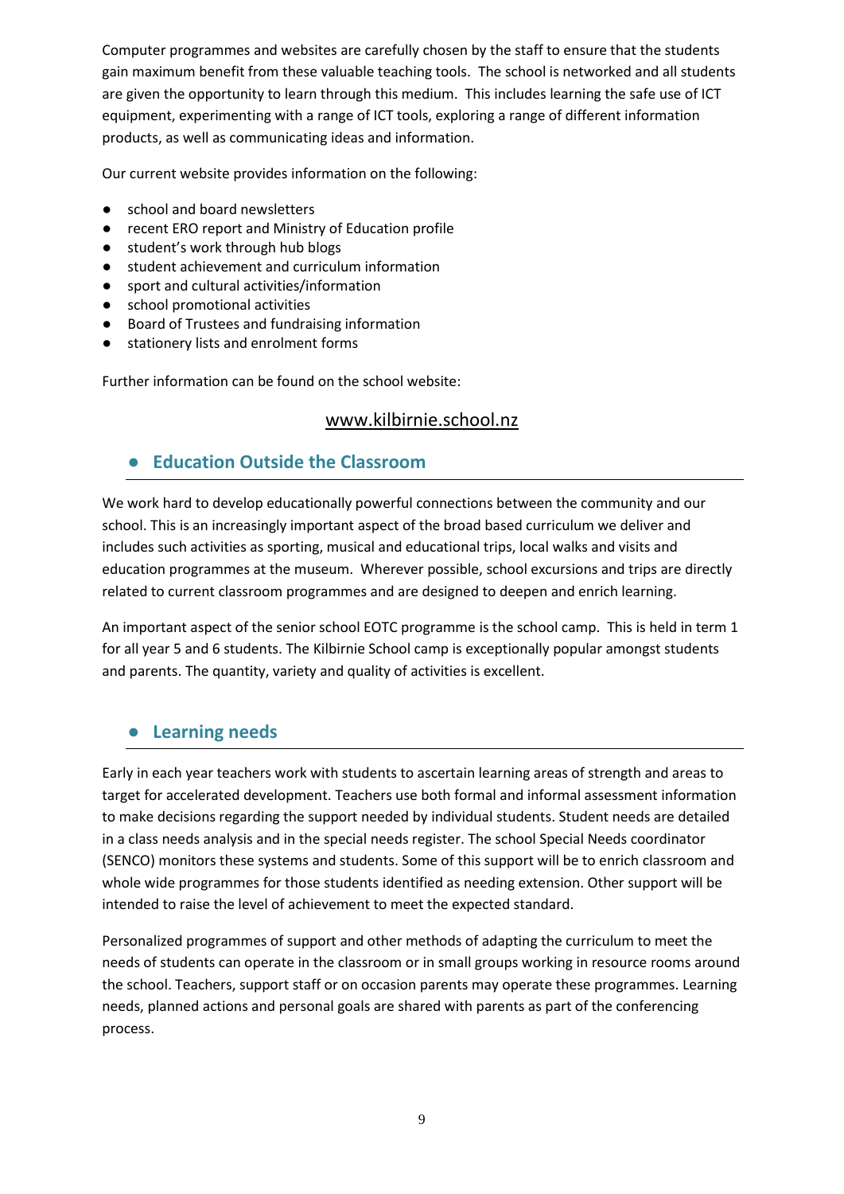Computer programmes and websites are carefully chosen by the staff to ensure that the students gain maximum benefit from these valuable teaching tools. The school is networked and all students are given the opportunity to learn through this medium. This includes learning the safe use of ICT equipment, experimenting with a range of ICT tools, exploring a range of different information products, as well as communicating ideas and information.

Our current website provides information on the following:

- school and board newsletters
- recent ERO report and Ministry of Education profile
- student's work through hub blogs
- student achievement and curriculum information
- sport and cultural activities/information
- school promotional activities
- Board of Trustees and fundraising information
- stationery lists and enrolment forms

Further information can be found on the school website:

www.kilbirnie.school.nz

## Education Outside the Classroom

We work hard to develop educationally powerful connections between the community and our school. This is an increasingly important aspect of the broad based curriculum we deliver and includes such activities as sporting, musical and educational trips, local walks and visits and education programmes at the museum. Wherever possible, school excursions and trips are directly related to current classroom programmes and are designed to deepen and enrich learning.

An important aspect of the senior school EOTC programme is the school camp. This is held in term 1 for all year 5 and 6 students. The Kilbirnie School camp is exceptionally popular amongst students and parents. The quantity, variety and quality of activities is excellent.

## Learning needs

Early in each year teachers work with students to ascertain learning areas of strength and areas to target for accelerated development. Teachers use both formal and informal assessment information to make decisions regarding the support needed by individual students. Student needs are detailed in a class needs analysis and in the special needs register. The school Special Needs coordinator (SENCO) monitors these systems and students. Some of this support will be to enrich classroom and whole wide programmes for those students identified as needing extension. Other support will be intended to raise the level of achievement to meet the expected standard.

Personalized programmes of support and other methods of adapting the curriculum to meet the needs of students can operate in the classroom or in small groups working in resource rooms around the school. Teachers, support staff or on occasion parents may operate these programmes. Learning needs, planned actions and personal goals are shared with parents as part of the conferencing process.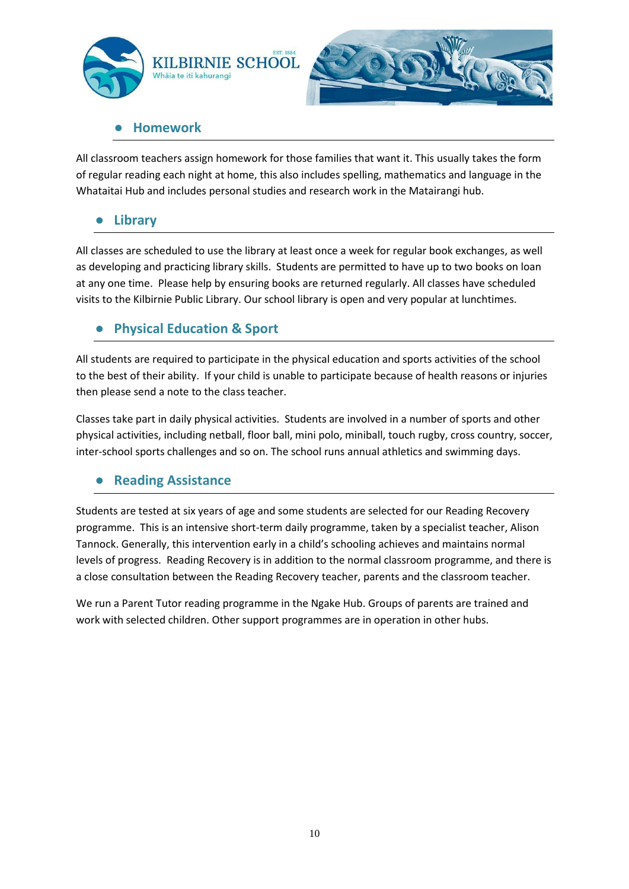## Homework

All classroom teachers assign homework for those families that want it. This usually takes the form of regular reading each night at home, this also includes spelling, mathematics and language in the Whataitai Hub and includes personal studies and research work in the Matairangi hub.

## Library

All classes are scheduled to use the library at least once a week for regular book exchanges, as well as developing and practicing library skills. Students are permitted to have up to two books on loan at any one time. Please help by ensuring books are returned regularly. All classes have scheduled visits to the Kilbirnie Public Library. Our school library is open and very popular at lunchtimes.

## Physical Education & Sport

All students are required to participate in the physical education and sports activities of the school to the best of their ability. If your child is unable to participate because of health reasons or injuries then please send a note to the class teacher.

Classes take part in daily physical activities. Students are involved in a number of sports and other physical activities, including netball, floor ball, mini polo, miniball, touch rugby, cross country, soccer, inter-school sports challenges and so on. The school runs annual athletics and swimming days.

## Reading Assistance

Students are tested at six years of age and some students are selected for our Reading Recovery programme. This is an intensive short-term daily programme, taken by a specialist teacher, Alison Tannock. Generally, this intervention early in a child's schooling achieves and maintains normal levels of progress. Reading Recovery is in addition to the normal classroom programme, and there is a close consultation between the Reading Recovery teacher, parents and the classroom teacher.

We run a Parent Tutor reading programme in the Ngake Hub. Groups of parents are trained and work with selected children. Other support programmes are in operation in other hubs.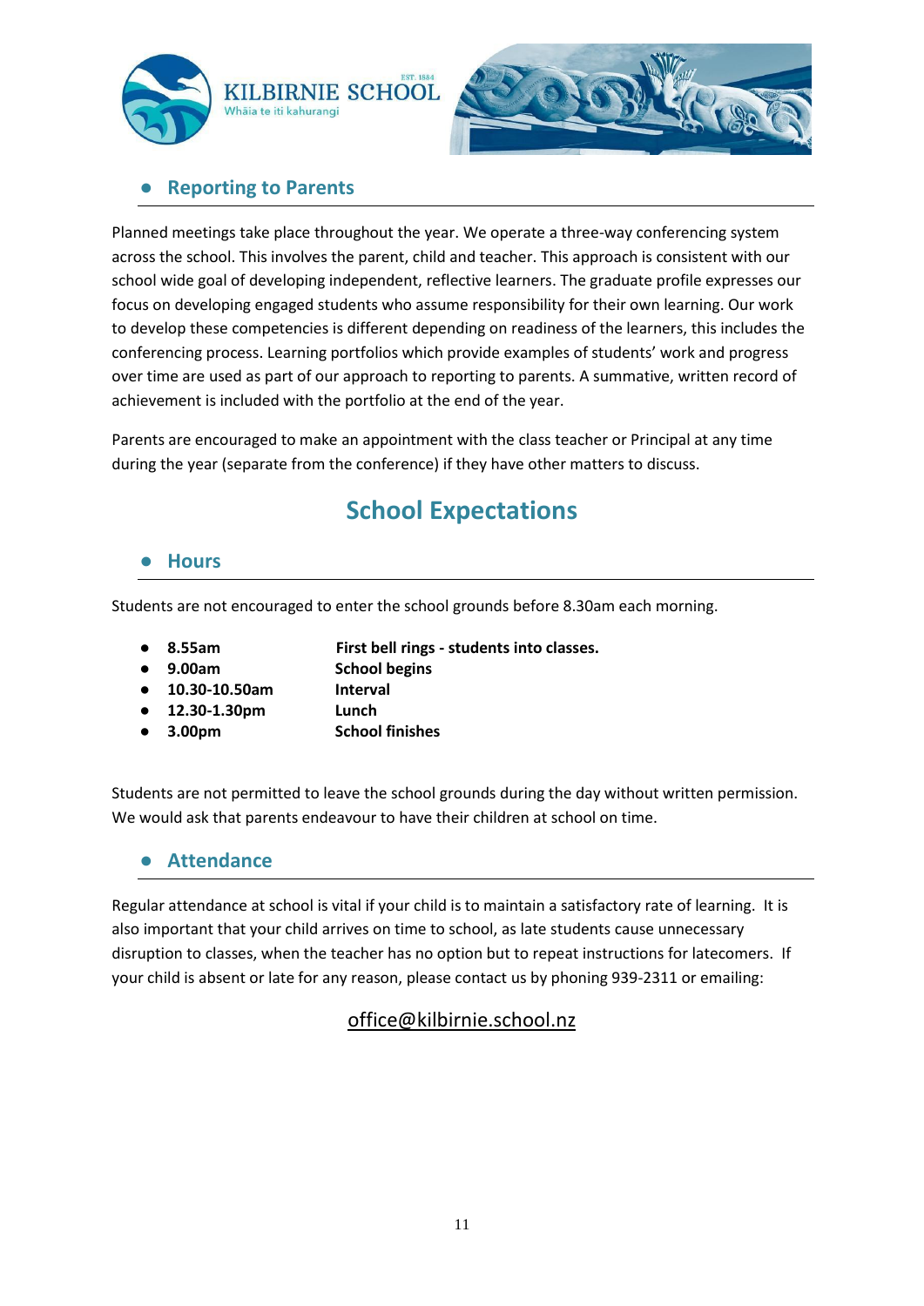## Reporting to Parents

Planned meetings take place throughout the year. We operate a three-way conferencing system across the school. This involves the parent, child and teacher. This approach is consistent with our school wide goal of developing independent, reflective learners. The graduate profile expresses our focus on developing engaged students who assume responsibility for their own learning. Our work to develop these competencies is different depending on readiness of the learners, this includes the conferencing process. Learning portfolios which provide examples of students' work and progress over time are used as part of our approach to reporting to parents. A summative, written record of achievement is included with the portfolio at the end of the year.

Parents are encouraged to make an appointment with the class teacher or Principal at any time during the year (separate from the conference) if they have other matters to discuss.

# School Expectations

## Hours

Students are not encouraged to enter the school grounds before 8.30am each morning.

- **8.55am** **First bell rings - students into classes.**
- **9.00am** **School begins**
- **10.30-10.50am** **Interval**
- **12.30-1.30pm** **Lunch**
- **3.00pm** **School finishes**

Students are not permitted to leave the school grounds during the day without written permission. We would ask that parents endeavour to have their children at school on time.

## Attendance

Regular attendance at school is vital if your child is to maintain a satisfactory rate of learning. It is also important that your child arrives on time to school, as late students cause unnecessary disruption to classes, when the teacher has no option but to repeat instructions for latecomers. If your child is absent or late for any reason, please contact us by phoning 939-2311 or emailing:

office@kilbirnie.school.nz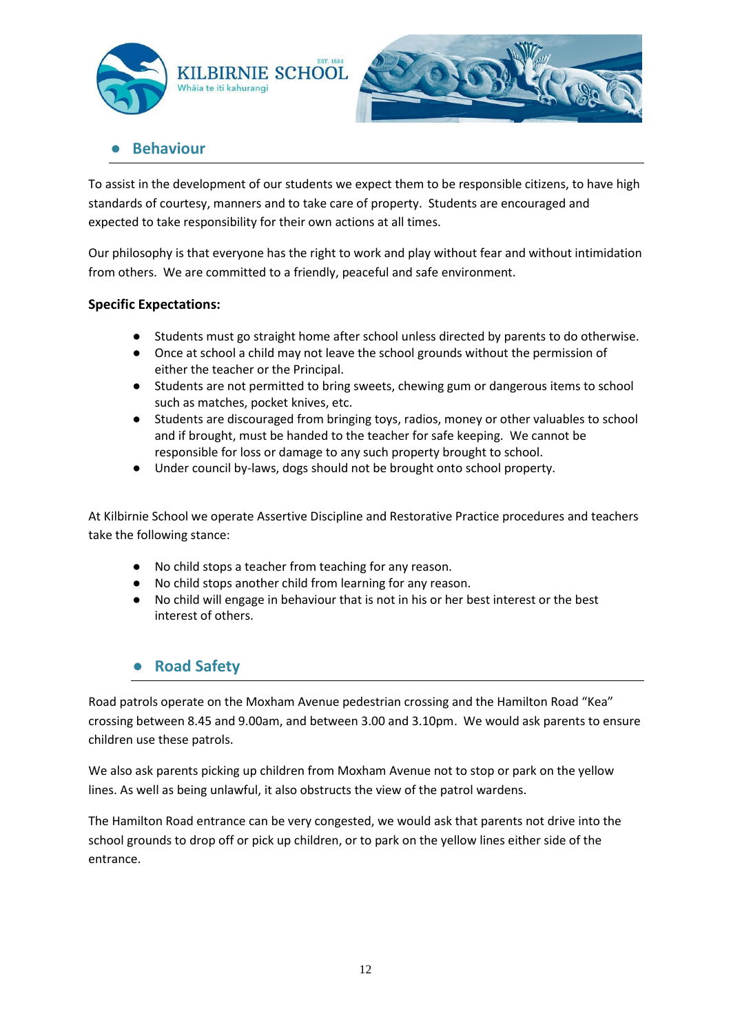## Behaviour

To assist in the development of our students we expect them to be responsible citizens, to have high standards of courtesy, manners and to take care of property. Students are encouraged and expected to take responsibility for their own actions at all times.

Our philosophy is that everyone has the right to work and play without fear and without intimidation from others. We are committed to a friendly, peaceful and safe environment.

**Specific Expectations:**

- Students must go straight home after school unless directed by parents to do otherwise.
- Once at school a child may not leave the school grounds without the permission of either the teacher or the Principal.
- Students are not permitted to bring sweets, chewing gum or dangerous items to school such as matches, pocket knives, etc.
- Students are discouraged from bringing toys, radios, money or other valuables to school and if brought, must be handed to the teacher for safe keeping. We cannot be responsible for loss or damage to any such property brought to school.
- Under council by-laws, dogs should not be brought onto school property.

At Kilbirnie School we operate Assertive Discipline and Restorative Practice procedures and teachers take the following stance:

- No child stops a teacher from teaching for any reason.
- No child stops another child from learning for any reason.
- No child will engage in behaviour that is not in his or her best interest or the best interest of others.

## Road Safety

Road patrols operate on the Moxham Avenue pedestrian crossing and the Hamilton Road "Kea" crossing between 8.45 and 9.00am, and between 3.00 and 3.10pm. We would ask parents to ensure children use these patrols.

We also ask parents picking up children from Moxham Avenue not to stop or park on the yellow lines. As well as being unlawful, it also obstructs the view of the patrol wardens.

The Hamilton Road entrance can be very congested, we would ask that parents not drive into the school grounds to drop off or pick up children, or to park on the yellow lines either side of the entrance.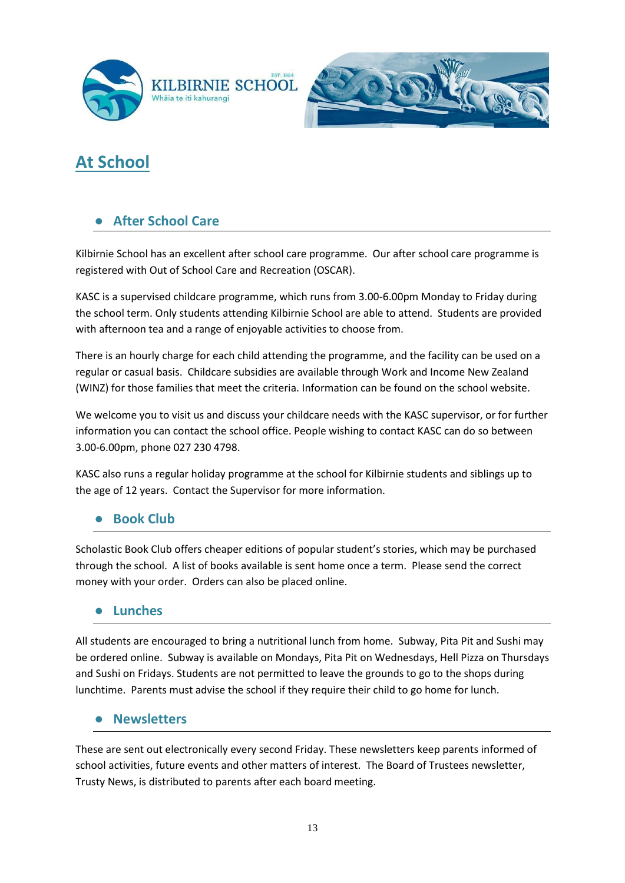# At School

## After School Care

Kilbirnie School has an excellent after school care programme. Our after school care programme is registered with Out of School Care and Recreation (OSCAR).

KASC is a supervised childcare programme, which runs from 3.00-6.00pm Monday to Friday during the school term. Only students attending Kilbirnie School are able to attend. Students are provided with afternoon tea and a range of enjoyable activities to choose from.

There is an hourly charge for each child attending the programme, and the facility can be used on a regular or casual basis. Childcare subsidies are available through Work and Income New Zealand (WINZ) for those families that meet the criteria. Information can be found on the school website.

We welcome you to visit us and discuss your childcare needs with the KASC supervisor, or for further information you can contact the school office. People wishing to contact KASC can do so between 3.00-6.00pm, phone 027 230 4798.

KASC also runs a regular holiday programme at the school for Kilbirnie students and siblings up to the age of 12 years. Contact the Supervisor for more information.

## Book Club

Scholastic Book Club offers cheaper editions of popular student's stories, which may be purchased through the school. A list of books available is sent home once a term. Please send the correct money with your order. Orders can also be placed online.

## Lunches

All students are encouraged to bring a nutritional lunch from home. Subway, Pita Pit and Sushi may be ordered online. Subway is available on Mondays, Pita Pit on Wednesdays, Hell Pizza on Thursdays and Sushi on Fridays. Students are not permitted to leave the grounds to go to the shops during lunchtime. Parents must advise the school if they require their child to go home for lunch.

## Newsletters

These are sent out electronically every second Friday. These newsletters keep parents informed of school activities, future events and other matters of interest. The Board of Trustees newsletter, Trusty News, is distributed to parents after each board meeting.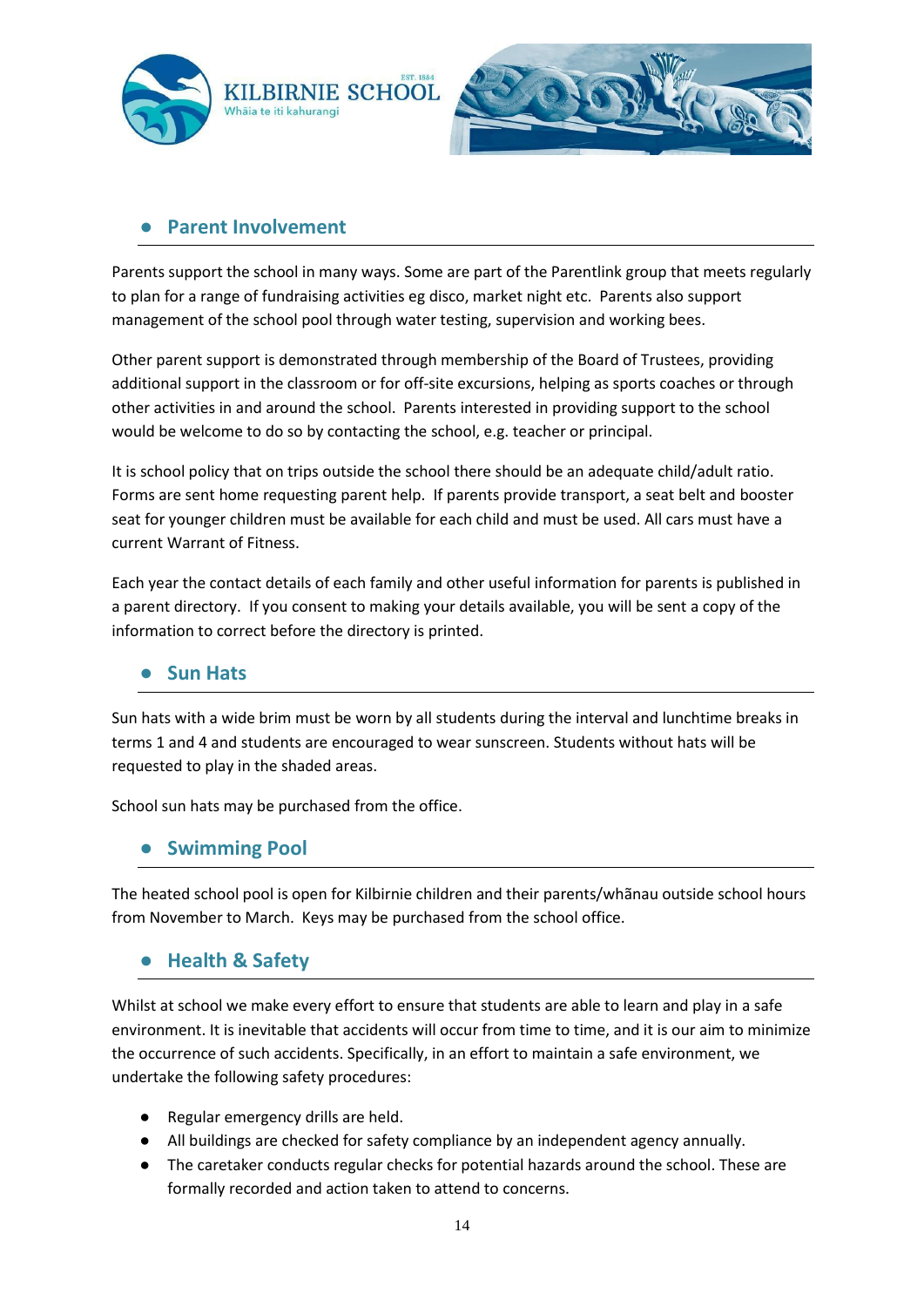## Parent Involvement

Parents support the school in many ways. Some are part of the Parentlink group that meets regularly to plan for a range of fundraising activities eg disco, market night etc. Parents also support management of the school pool through water testing, supervision and working bees.

Other parent support is demonstrated through membership of the Board of Trustees, providing additional support in the classroom or for off-site excursions, helping as sports coaches or through other activities in and around the school. Parents interested in providing support to the school would be welcome to do so by contacting the school, e.g. teacher or principal.

It is school policy that on trips outside the school there should be an adequate child/adult ratio. Forms are sent home requesting parent help. If parents provide transport, a seat belt and booster seat for younger children must be available for each child and must be used. All cars must have a current Warrant of Fitness.

Each year the contact details of each family and other useful information for parents is published in a parent directory. If you consent to making your details available, you will be sent a copy of the information to correct before the directory is printed.

## Sun Hats

Sun hats with a wide brim must be worn by all students during the interval and lunchtime breaks in terms 1 and 4 and students are encouraged to wear sunscreen. Students without hats will be requested to play in the shaded areas.

School sun hats may be purchased from the office.

## Swimming Pool

The heated school pool is open for Kilbirnie children and their parents/whãnau outside school hours from November to March. Keys may be purchased from the school office.

## Health & Safety

Whilst at school we make every effort to ensure that students are able to learn and play in a safe environment. It is inevitable that accidents will occur from time to time, and it is our aim to minimize the occurrence of such accidents. Specifically, in an effort to maintain a safe environment, we undertake the following safety procedures:

- Regular emergency drills are held.
- All buildings are checked for safety compliance by an independent agency annually.
- The caretaker conducts regular checks for potential hazards around the school. These are formally recorded and action taken to attend to concerns.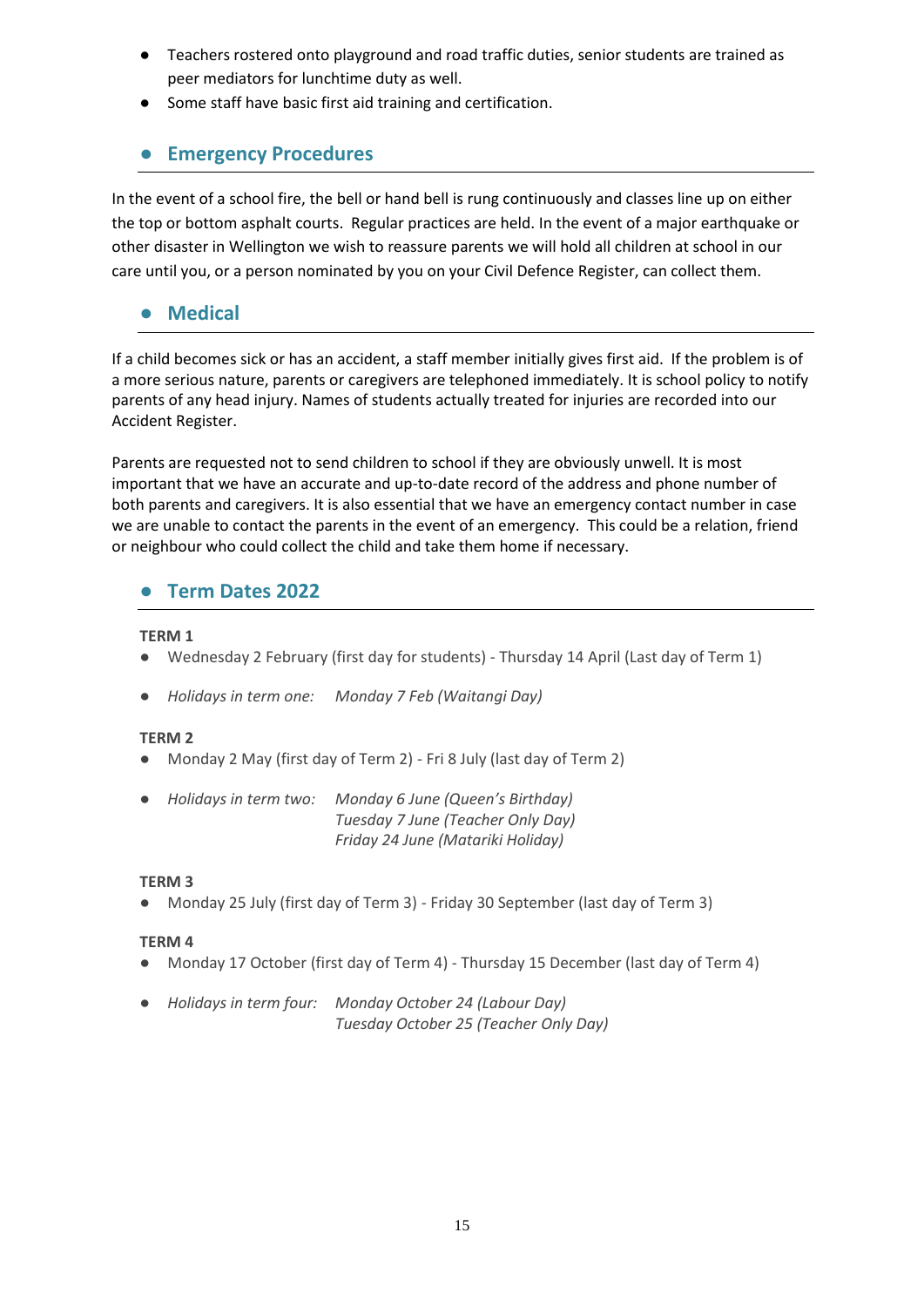- Teachers rostered onto playground and road traffic duties, senior students are trained as peer mediators for lunchtime duty as well.
- Some staff have basic first aid training and certification.

## Emergency Procedures

In the event of a school fire, the bell or hand bell is rung continuously and classes line up on either the top or bottom asphalt courts. Regular practices are held. In the event of a major earthquake or other disaster in Wellington we wish to reassure parents we will hold all children at school in our care until you, or a person nominated by you on your Civil Defence Register, can collect them.

## Medical

If a child becomes sick or has an accident, a staff member initially gives first aid. If the problem is of a more serious nature, parents or caregivers are telephoned immediately. It is school policy to notify parents of any head injury. Names of students actually treated for injuries are recorded into our Accident Register.

Parents are requested not to send children to school if they are obviously unwell. It is most important that we have an accurate and up-to-date record of the address and phone number of both parents and caregivers. It is also essential that we have an emergency contact number in case we are unable to contact the parents in the event of an emergency. This could be a relation, friend or neighbour who could collect the child and take them home if necessary.

## Term Dates 2022

**TERM 1**

- Wednesday 2 February (first day for students) - Thursday 14 April (Last day of Term 1)
- *Holidays in term one:* *Monday 7 Feb (Waitangi Day)*

**TERM 2**

- Monday 2 May (first day of Term 2) - Fri 8 July (last day of Term 2)
- *Holidays in term two:* *Monday 6 June (Queen's Birthday)*
  *Tuesday 7 June (Teacher Only Day)*
  *Friday 24 June (Matariki Holiday)*

**TERM 3**

- Monday 25 July (first day of Term 3) - Friday 30 September (last day of Term 3)

**TERM 4**

- Monday 17 October (first day of Term 4) - Thursday 15 December (last day of Term 4)
- *Holidays in term four:* *Monday October 24 (Labour Day)*
  *Tuesday October 25 (Teacher Only Day)*